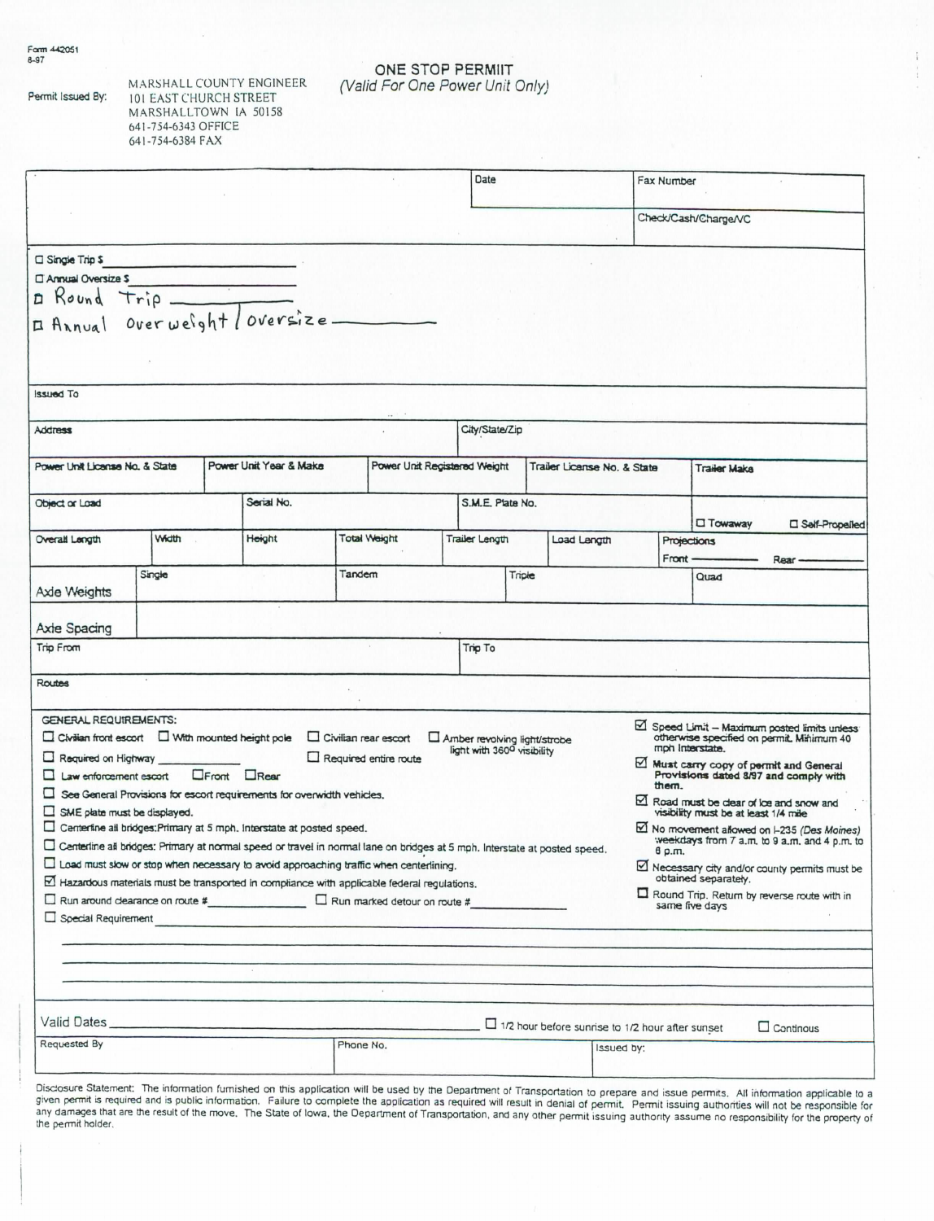Form 442051
8-97

Permit Issued By:

MARSHALL COUNTY ENGINEER
101 EAST CHURCH STREET
MARSHALLTOWN IA 50158
641-754-6343 OFFICE
641-754-6384 FAX

# ONE STOP PERMIIT

*(Valid For One Power Unit Only)*

| | Date | Fax Number |
|---|---|---|
| | | Check/Cash/Charge/VC |

☐ Single Trip $ \_\_\_\_\_\_\_\_\_\_

☐ Annual Oversize $ \_\_\_\_\_\_\_\_\_\_

☐ Round Trip \_\_\_\_\_\_\_\_\_\_

☐ Annual overweight / oversize \_\_\_\_\_\_\_\_\_\_

| Issued To | | | | |
|---|---|---|---|---|
| **Address** | | City/State/Zip | | |
| Power Unit License No. & State | Power Unit Year & Make | Power Unit Registered Weight | Trailer License No. & State | Trailer Make |

| Object or Load | Serial No. | S.M.E. Plate No. | ☐ Towaway ☐ Self-Propelled |
|---|---|---|---|

| Overall Length | Width | Height | Total Weight | Trailer Length | Load Length | Projections Front \_\_\_\_ Rear \_\_\_\_ |
|---|---|---|---|---|---|---|

| Axle Weights | Single | Tandem | Triple | Quad |
|---|---|---|---|---|
| Axle Spacing | | | | |

| Trip From | Trip To |
|---|---|

Routes

GENERAL REQUIREMENTS:

☐ Civilian front escort ☐ With mounted height pole ☐ Civilian rear escort ☐ Amber revolving light/strobe light with 360° visibility

☐ Required on Highway \_\_\_\_\_\_\_\_\_\_ ☐ Required entire route

☐ Law enforcement escort ☐ Front ☐ Rear

☐ See General Provisions for escort requirements for overwidth vehicles.

☐ SME plate must be displayed.

☐ Centerline all bridges: Primary at 5 mph. Interstate at posted speed.

☐ Centerline all bridges: Primary at normal speed or travel in normal lane on bridges at 5 mph. Interstate at posted speed.

☐ Load must slow or stop when necessary to avoid approaching traffic when centerlining.

☑ Hazardous materials must be transported in compliance with applicable federal regulations.

☐ Run around clearance on route # \_\_\_\_\_\_\_\_\_\_ ☐ Run marked detour on route # \_\_\_\_\_\_\_\_\_\_

☐ Special Requirement \_\_\_\_\_\_\_\_\_\_

☑ Speed Limit – Maximum posted limits unless otherwise specified on permit. Minimum 40 mph Interstate.

☑ **Must carry copy of permit and General Provisions dated 8/97 and comply with them.**

☑ Road must be clear of ice and snow and visibility must be at least 1/4 mile

☑ No movement allowed on I-235 *(Des Moines)* weekdays from 7 a.m. to 9 a.m. and 4 p.m. to 6 p.m.

☑ Necessary city and/or county permits must be obtained separately.

☐ Round Trip. Return by reverse route with in same five days

Valid Dates \_\_\_\_\_\_\_\_\_\_ ☐ 1/2 hour before sunrise to 1/2 hour after sunset ☐ Continous

| Requested By | Phone No. | Issued by: |
|---|---|---|

Disclosure Statement: The information furnished on this application will be used by the Department of Transportation to prepare and issue permits. All information applicable to a given permit is required and is public information. Failure to complete the application as required will result in denial of permit. Permit issuing authorities will not be responsible for any damages that are the result of the move. The State of Iowa, the Department of Transportation, and any other permit issuing authority assume no responsibility for the property of the permit holder.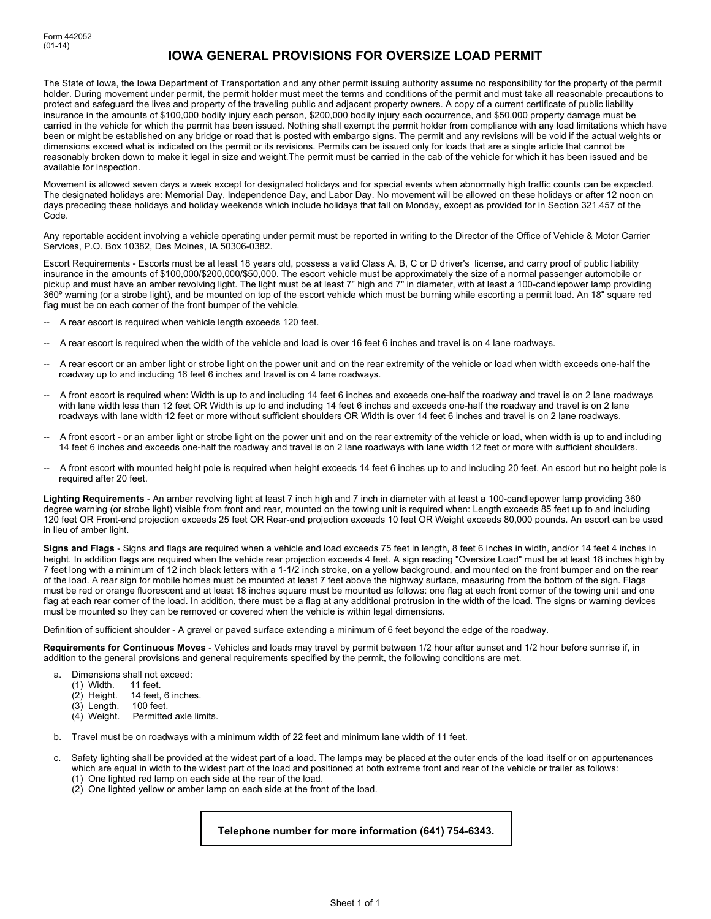Form 442052
(01-14)

# IOWA GENERAL PROVISIONS FOR OVERSIZE LOAD PERMIT

The State of Iowa, the Iowa Department of Transportation and any other permit issuing authority assume no responsibility for the property of the permit holder. During movement under permit, the permit holder must meet the terms and conditions of the permit and must take all reasonable precautions to protect and safeguard the lives and property of the traveling public and adjacent property owners. A copy of a current certificate of public liability insurance in the amounts of $100,000 bodily injury each person, $200,000 bodily injury each occurrence, and $50,000 property damage must be carried in the vehicle for which the permit has been issued. Nothing shall exempt the permit holder from compliance with any load limitations which have been or might be established on any bridge or road that is posted with embargo signs. The permit and any revisions will be void if the actual weights or dimensions exceed what is indicated on the permit or its revisions. Permits can be issued only for loads that are a single article that cannot be reasonably broken down to make it legal in size and weight.The permit must be carried in the cab of the vehicle for which it has been issued and be available for inspection.

Movement is allowed seven days a week except for designated holidays and for special events when abnormally high traffic counts can be expected. The designated holidays are: Memorial Day, Independence Day, and Labor Day. No movement will be allowed on these holidays or after 12 noon on days preceding these holidays and holiday weekends which include holidays that fall on Monday, except as provided for in Section 321.457 of the Code.

Any reportable accident involving a vehicle operating under permit must be reported in writing to the Director of the Office of Vehicle & Motor Carrier Services, P.O. Box 10382, Des Moines, IA 50306-0382.

Escort Requirements - Escorts must be at least 18 years old, possess a valid Class A, B, C or D driver's license, and carry proof of public liability insurance in the amounts of $100,000/$200,000/$50,000. The escort vehicle must be approximately the size of a normal passenger automobile or pickup and must have an amber revolving light. The light must be at least 7" high and 7" in diameter, with at least a 100-candlepower lamp providing 360º warning (or a strobe light), and be mounted on top of the escort vehicle which must be burning while escorting a permit load. An 18" square red flag must be on each corner of the front bumper of the vehicle.

- A rear escort is required when vehicle length exceeds 120 feet.
- A rear escort is required when the width of the vehicle and load is over 16 feet 6 inches and travel is on 4 lane roadways.
- A rear escort or an amber light or strobe light on the power unit and on the rear extremity of the vehicle or load when width exceeds one-half the roadway up to and including 16 feet 6 inches and travel is on 4 lane roadways.
- A front escort is required when: Width is up to and including 14 feet 6 inches and exceeds one-half the roadway and travel is on 2 lane roadways with lane width less than 12 feet OR Width is up to and including 14 feet 6 inches and exceeds one-half the roadway and travel is on 2 lane roadways with lane width 12 feet or more without sufficient shoulders OR Width is over 14 feet 6 inches and travel is on 2 lane roadways.
- A front escort - or an amber light or strobe light on the power unit and on the rear extremity of the vehicle or load, when width is up to and including 14 feet 6 inches and exceeds one-half the roadway and travel is on 2 lane roadways with lane width 12 feet or more with sufficient shoulders.
- A front escort with mounted height pole is required when height exceeds 14 feet 6 inches up to and including 20 feet. An escort but no height pole is required after 20 feet.

**Lighting Requirements** - An amber revolving light at least 7 inch high and 7 inch in diameter with at least a 100-candlepower lamp providing 360 degree warning (or strobe light) visible from front and rear, mounted on the towing unit is required when: Length exceeds 85 feet up to and including 120 feet OR Front-end projection exceeds 25 feet OR Rear-end projection exceeds 10 feet OR Weight exceeds 80,000 pounds. An escort can be used in lieu of amber light.

**Signs and Flags** - Signs and flags are required when a vehicle and load exceeds 75 feet in length, 8 feet 6 inches in width, and/or 14 feet 4 inches in height. In addition flags are required when the vehicle rear projection exceeds 4 feet. A sign reading "Oversize Load" must be at least 18 inches high by 7 feet long with a minimum of 12 inch black letters with a 1-1/2 inch stroke, on a yellow background, and mounted on the front bumper and on the rear of the load. A rear sign for mobile homes must be mounted at least 7 feet above the highway surface, measuring from the bottom of the sign. Flags must be red or orange fluorescent and at least 18 inches square must be mounted as follows: one flag at each front corner of the towing unit and one flag at each rear corner of the load. In addition, there must be a flag at any additional protrusion in the width of the load. The signs or warning devices must be mounted so they can be removed or covered when the vehicle is within legal dimensions.

Definition of sufficient shoulder - A gravel or paved surface extending a minimum of 6 feet beyond the edge of the roadway.

**Requirements for Continuous Moves** - Vehicles and loads may travel by permit between 1/2 hour after sunset and 1/2 hour before sunrise if, in addition to the general provisions and general requirements specified by the permit, the following conditions are met.

a. Dimensions shall not exceed:
   (1) Width. 11 feet.
   (2) Height. 14 feet, 6 inches.
   (3) Length. 100 feet.
   (4) Weight. Permitted axle limits.

b. Travel must be on roadways with a minimum width of 22 feet and minimum lane width of 11 feet.

c. Safety lighting shall be provided at the widest part of a load. The lamps may be placed at the outer ends of the load itself or on appurtenances which are equal in width to the widest part of the load and positioned at both extreme front and rear of the vehicle or trailer as follows:
   (1) One lighted red lamp on each side at the rear of the load.
   (2) One lighted yellow or amber lamp on each side at the front of the load.

**Telephone number for more information (641) 754-6343.**